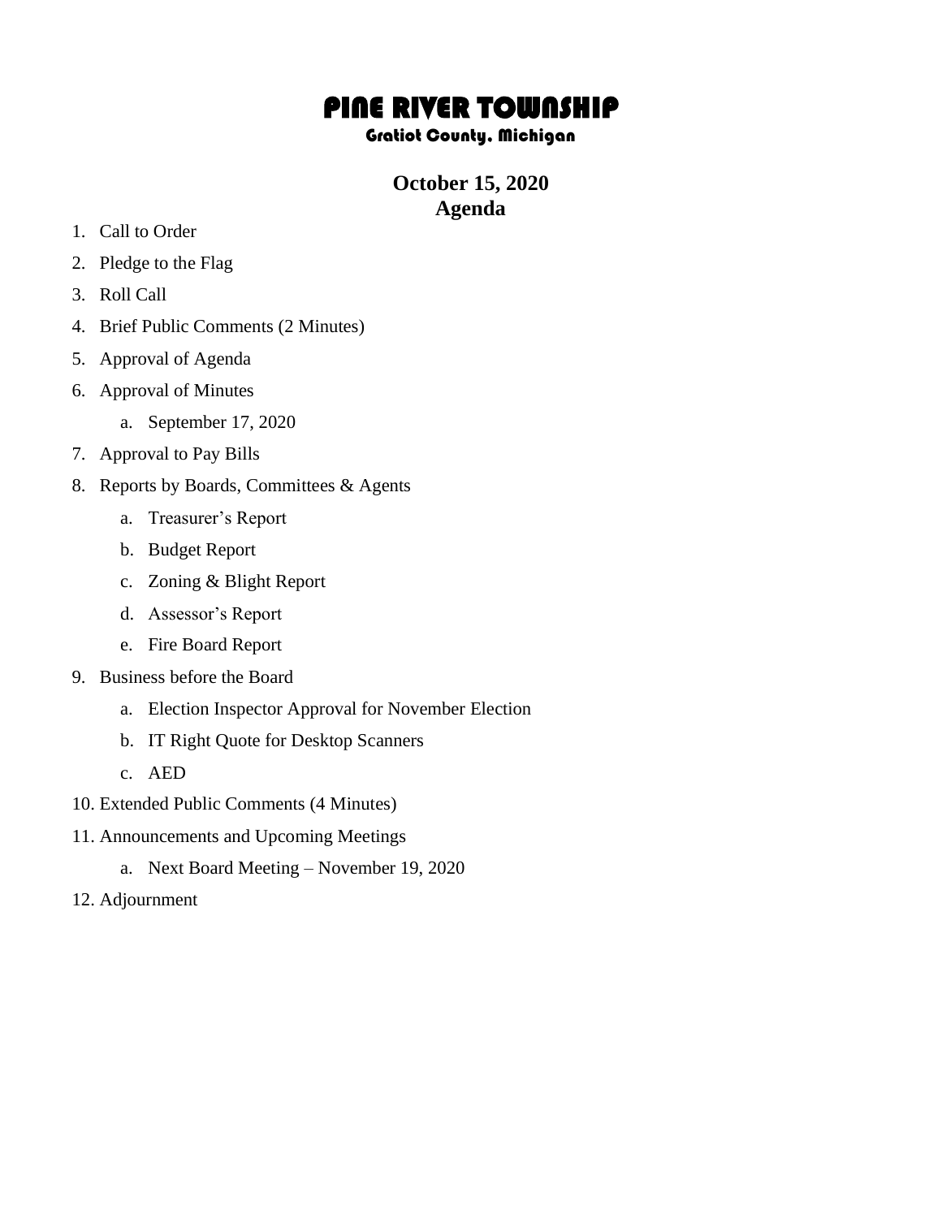# PINE RIVER TOWNSHIP

### Gratiot County, Michigan

## October 15, 2020
## Agenda

1. Call to Order
2. Pledge to the Flag
3. Roll Call
4. Brief Public Comments (2 Minutes)
5. Approval of Agenda
6. Approval of Minutes
    a. September 17, 2020
7. Approval to Pay Bills
8. Reports by Boards, Committees & Agents
    a. Treasurer's Report
    b. Budget Report
    c. Zoning & Blight Report
    d. Assessor's Report
    e. Fire Board Report
9. Business before the Board
    a. Election Inspector Approval for November Election
    b. IT Right Quote for Desktop Scanners
    c. AED
10. Extended Public Comments (4 Minutes)
11. Announcements and Upcoming Meetings
    a. Next Board Meeting – November 19, 2020
12. Adjournment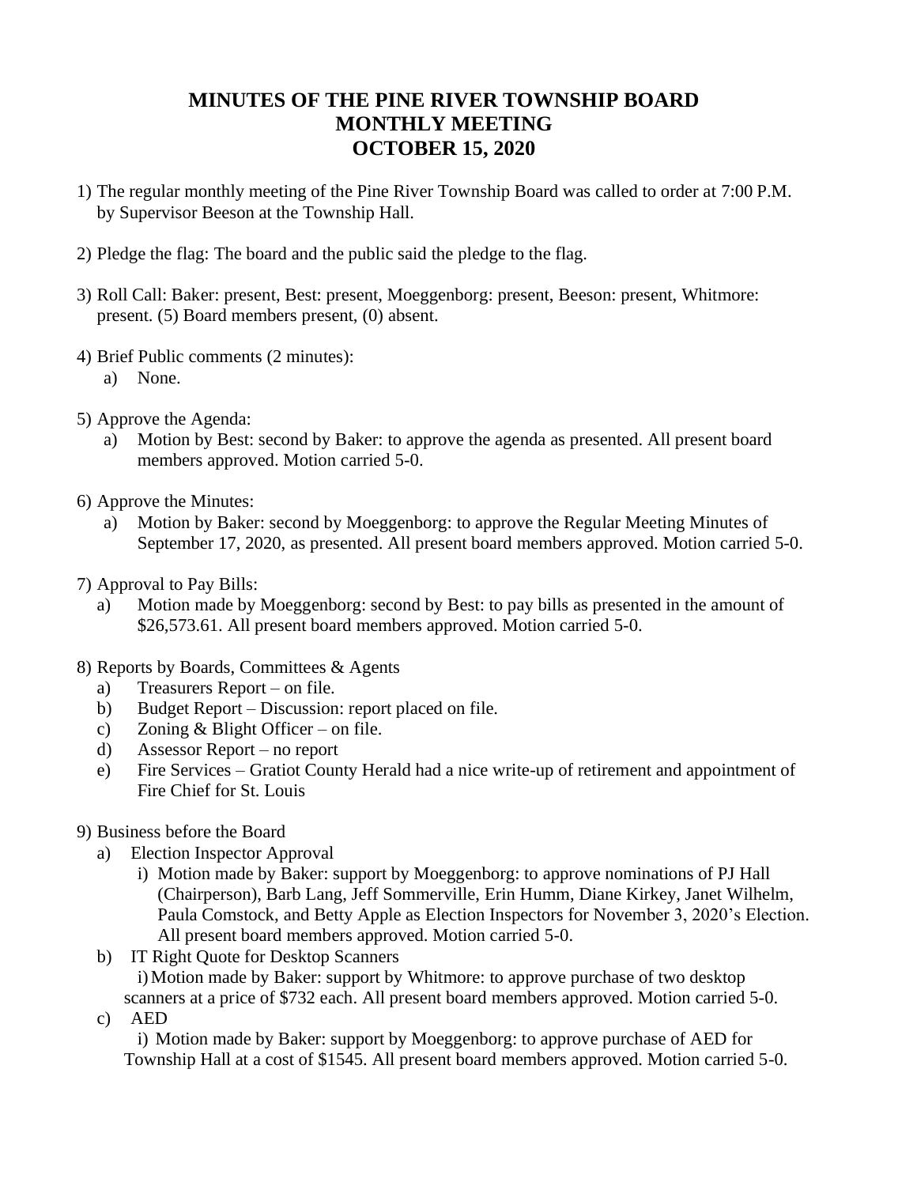# MINUTES OF THE PINE RIVER TOWNSHIP BOARD MONTHLY MEETING OCTOBER 15, 2020

1) The regular monthly meeting of the Pine River Township Board was called to order at 7:00 P.M. by Supervisor Beeson at the Township Hall.

2) Pledge the flag: The board and the public said the pledge to the flag.

3) Roll Call: Baker: present, Best: present, Moeggenborg: present, Beeson: present, Whitmore: present. (5) Board members present, (0) absent.

4) Brief Public comments (2 minutes):
   a) None.

5) Approve the Agenda:
   a) Motion by Best: second by Baker: to approve the agenda as presented. All present board members approved. Motion carried 5-0.

6) Approve the Minutes:
   a) Motion by Baker: second by Moeggenborg: to approve the Regular Meeting Minutes of September 17, 2020, as presented. All present board members approved. Motion carried 5-0.

7) Approval to Pay Bills:
   a) Motion made by Moeggenborg: second by Best: to pay bills as presented in the amount of $26,573.61. All present board members approved. Motion carried 5-0.

8) Reports by Boards, Committees & Agents
   a) Treasurers Report – on file.
   b) Budget Report – Discussion: report placed on file.
   c) Zoning & Blight Officer – on file.
   d) Assessor Report – no report
   e) Fire Services – Gratiot County Herald had a nice write-up of retirement and appointment of Fire Chief for St. Louis

9) Business before the Board
   a) Election Inspector Approval
      i) Motion made by Baker: support by Moeggenborg: to approve nominations of PJ Hall (Chairperson), Barb Lang, Jeff Sommerville, Erin Humm, Diane Kirkey, Janet Wilhelm, Paula Comstock, and Betty Apple as Election Inspectors for November 3, 2020's Election. All present board members approved. Motion carried 5-0.
   b) IT Right Quote for Desktop Scanners
      i) Motion made by Baker: support by Whitmore: to approve purchase of two desktop scanners at a price of $732 each. All present board members approved. Motion carried 5-0.
   c) AED
      i) Motion made by Baker: support by Moeggenborg: to approve purchase of AED for Township Hall at a cost of $1545. All present board members approved. Motion carried 5-0.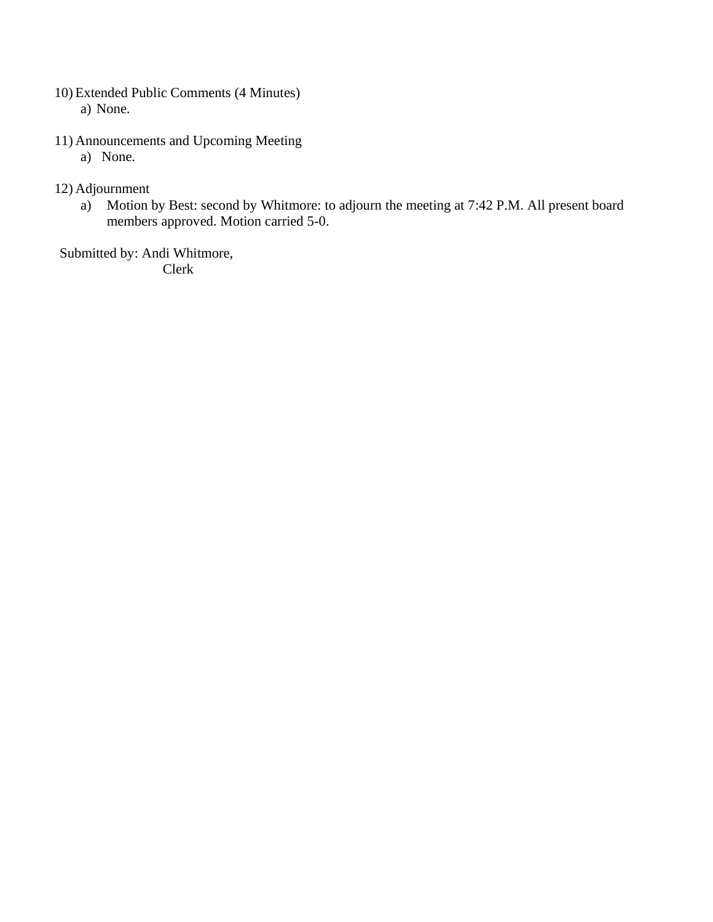10) Extended Public Comments (4 Minutes)
    a) None.

11) Announcements and Upcoming Meeting
    a) None.

12) Adjournment
    a) Motion by Best: second by Whitmore: to adjourn the meeting at 7:42 P.M. All present board members approved. Motion carried 5-0.

Submitted by: Andi Whitmore,
Clerk